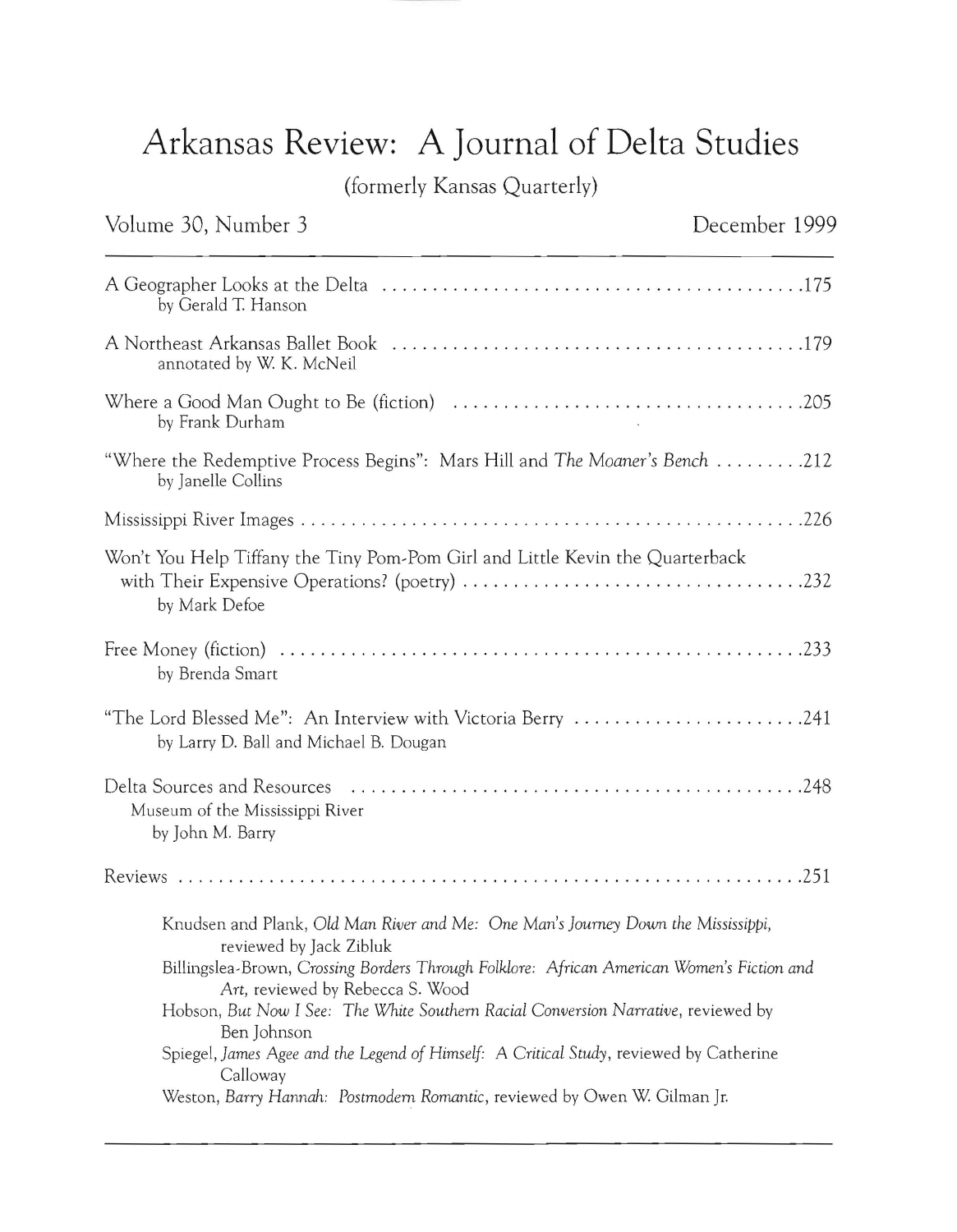# Arkansas Review: A Journal of Delta Studies

(formerly Kansas Quarterly)

Volume 30, Number 3 December 1999

A Geographer Looks at the Delta .......................................... 175
by Gerald T. Hanson

A Northeast Arkansas Ballet Book .......................................... 179
annotated by W. K. McNeil

Where a Good Man Ought to Be (fiction) .................................. 205
by Frank Durham

"Where the Redemptive Process Begins": Mars Hill and *The Moaner's Bench* ......... 212
by Janelle Collins

Mississippi River Images ................................................. 226

Won't You Help Tiffany the Tiny Pom-Pom Girl and Little Kevin the Quarterback with Their Expensive Operations? (poetry) .................................. 232
by Mark Defoe

Free Money (fiction) .................................................... 233
by Brenda Smart

"The Lord Blessed Me": An Interview with Victoria Berry ...................... 241
by Larry D. Ball and Michael B. Dougan

Delta Sources and Resources .............................................. 248
Museum of the Mississippi River
by John M. Barry

Reviews ............................................................... 251

Knudsen and Plank, *Old Man River and Me: One Man's Journey Down the Mississippi*, reviewed by Jack Zibluk

Billingslea-Brown, *Crossing Borders Through Folklore: African American Women's Fiction and Art*, reviewed by Rebecca S. Wood

Hobson, *But Now I See: The White Southern Racial Conversion Narrative*, reviewed by Ben Johnson

Spiegel, *James Agee and the Legend of Himself: A Critical Study*, reviewed by Catherine Calloway

Weston, *Barry Hannah: Postmodern Romantic*, reviewed by Owen W. Gilman Jr.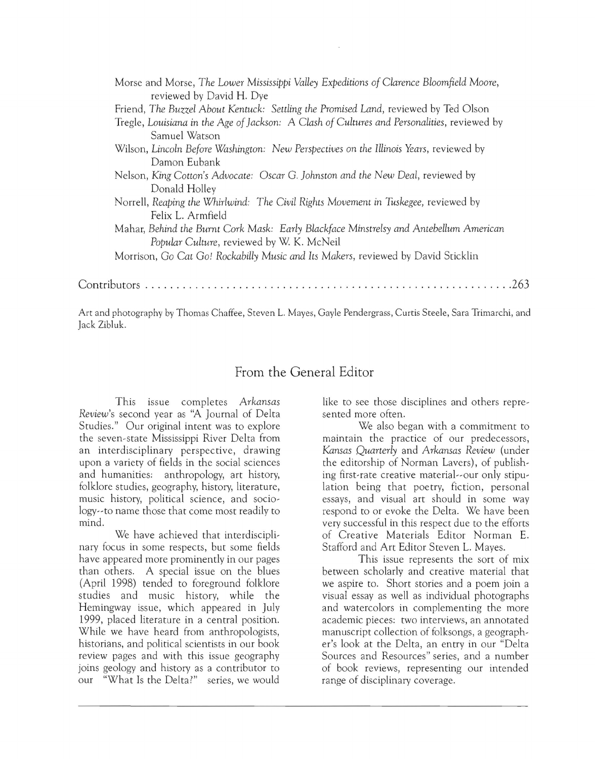Morse and Morse, *The Lower Mississippi Valley Expeditions of Clarence Bloomfield Moore*, reviewed by David H. Dye

Friend, *The Buzzel About Kentuck: Settling the Promised Land*, reviewed by Ted Olson

Tregle, *Louisiana in the Age of Jackson: A Clash of Cultures and Personalities*, reviewed by Samuel Watson

Wilson, *Lincoln Before Washington: New Perspectives on the Illinois Years*, reviewed by Damon Eubank

Nelson, *King Cotton's Advocate: Oscar G. Johnston and the New Deal*, reviewed by Donald Holley

Norrell, *Reaping the Whirlwind: The Civil Rights Movement in Tuskegee*, reviewed by Felix L. Armfield

Mahar, *Behind the Burnt Cork Mask: Early Blackface Minstrelsy and Antebellum American Popular Culture*, reviewed by W. K. McNeil

Morrison, *Go Cat Go! Rockabilly Music and Its Makers*, reviewed by David Sticklin

Contributors ........................................................ 263

Art and photography by Thomas Chaffee, Steven L. Mayes, Gayle Pendergrass, Curtis Steele, Sara Trimarchi, and Jack Zibluk.

## From the General Editor

This issue completes *Arkansas Review*'s second year as "A Journal of Delta Studies." Our original intent was to explore the seven-state Mississippi River Delta from an interdisciplinary perspective, drawing upon a variety of fields in the social sciences and humanities: anthropology, art history, folklore studies, geography, history, literature, music history, political science, and sociology--to name those that come most readily to mind.

We have achieved that interdisciplinary focus in some respects, but some fields have appeared more prominently in our pages than others. A special issue on the blues (April 1998) tended to foreground folklore studies and music history, while the Hemingway issue, which appeared in July 1999, placed literature in a central position. While we have heard from anthropologists, historians, and political scientists in our book review pages and with this issue geography joins geology and history as a contributor to our "What Is the Delta?" series, we would like to see those disciplines and others represented more often.

We also began with a commitment to maintain the practice of our predecessors, *Kansas Quarterly* and *Arkansas Review* (under the editorship of Norman Lavers), of publishing first-rate creative material--our only stipulation being that poetry, fiction, personal essays, and visual art should in some way respond to or evoke the Delta. We have been very successful in this respect due to the efforts of Creative Materials Editor Norman E. Stafford and Art Editor Steven L. Mayes.

This issue represents the sort of mix between scholarly and creative material that we aspire to. Short stories and a poem join a visual essay as well as individual photographs and watercolors in complementing the more academic pieces: two interviews, an annotated manuscript collection of folksongs, a geographer's look at the Delta, an entry in our "Delta Sources and Resources" series, and a number of book reviews, representing our intended range of disciplinary coverage.